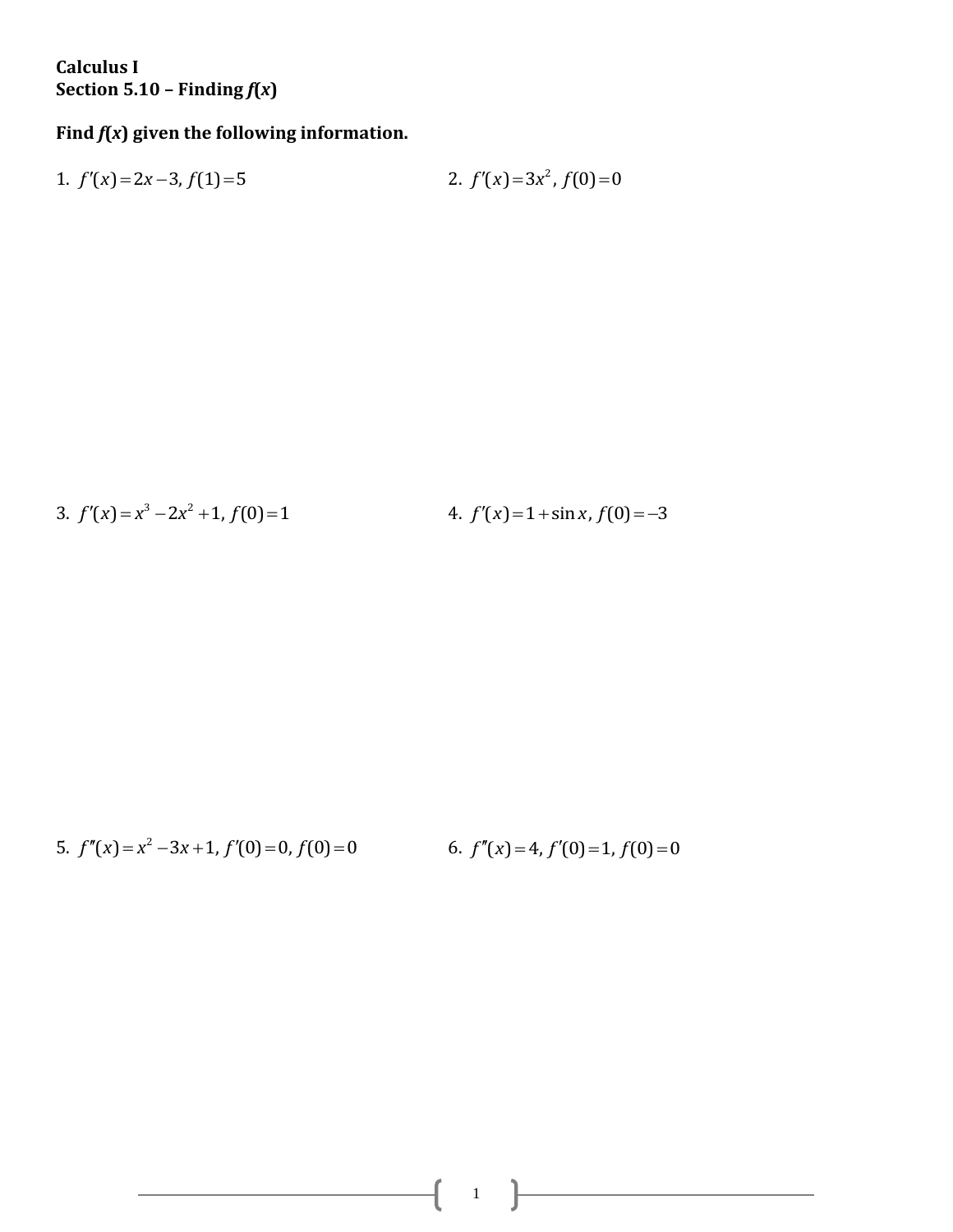**Calculus I**
**Section 5.10 – Finding *f*(*x*)**

**Find *f*(*x*) given the following information.**

1. $f'(x) = 2x - 3,\ f(1) = 5$

2. $f'(x) = 3x^2,\ f(0) = 0$

3. $f'(x) = x^3 - 2x^2 + 1,\ f(0) = 1$

4. $f'(x) = 1 + \sin x,\ f(0) = -3$

5. $f''(x) = x^2 - 3x + 1,\ f'(0) = 0,\ f(0) = 0$

6. $f''(x) = 4,\ f'(0) = 1,\ f(0) = 0$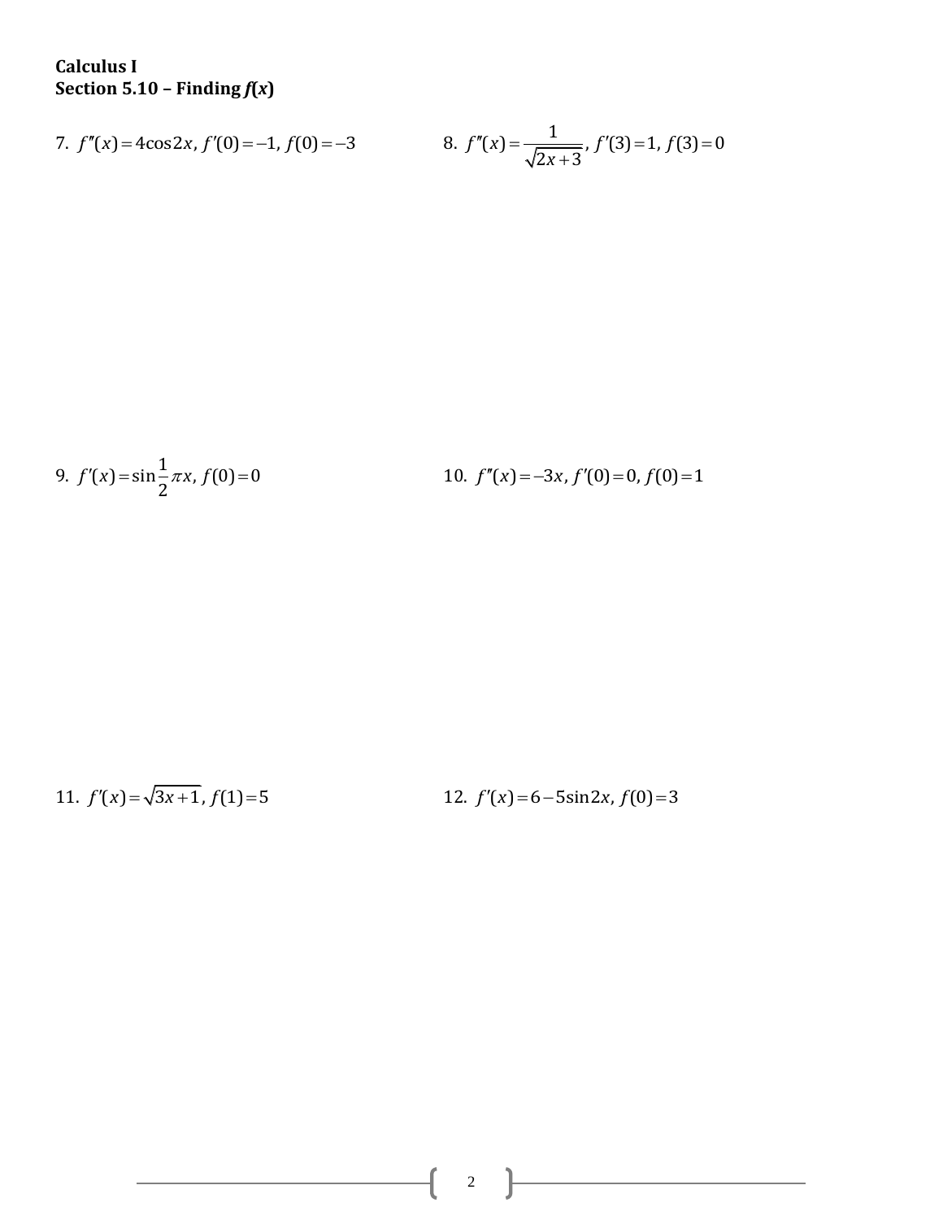**Calculus I**
**Section 5.10 – Finding *f*(*x*)**

7. $f''(x) = 4\cos 2x,\ f'(0) = -1,\ f(0) = -3$

8. $f''(x) = \dfrac{1}{\sqrt{2x+3}},\ f'(3) = 1,\ f(3) = 0$

9. $f'(x) = \sin\dfrac{1}{2}\pi x,\ f(0) = 0$

10. $f''(x) = -3x,\ f'(0) = 0,\ f(0) = 1$

11. $f'(x) = \sqrt{3x+1},\ f(1) = 5$

12. $f'(x) = 6 - 5\sin 2x,\ f(0) = 3$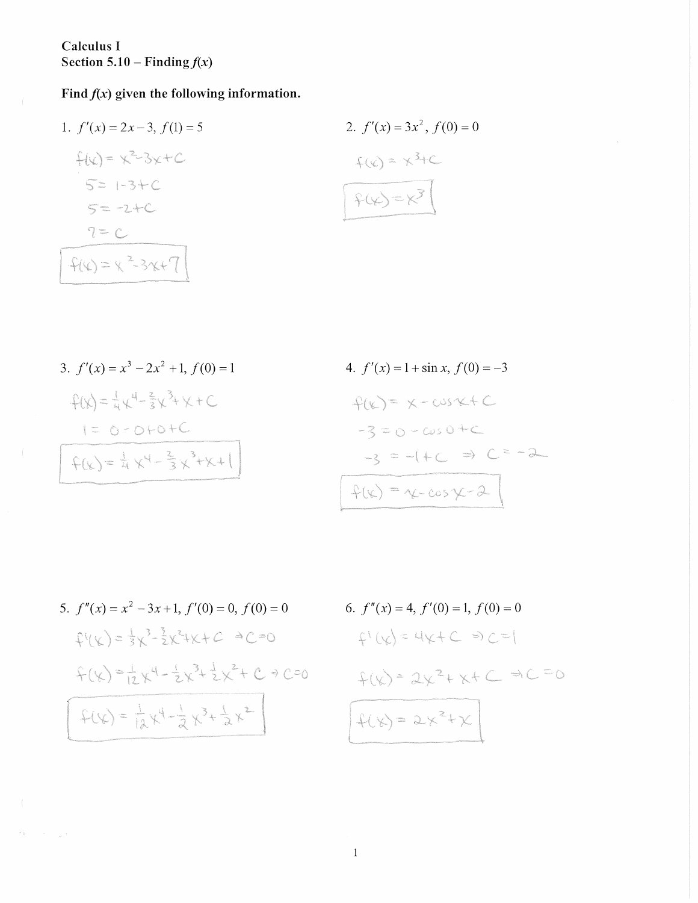Calculus I
Section 5.10 – Finding $f(x)$

**Find $f(x)$ given the following information.**

1. $f'(x) = 2x - 3$, $f(1) = 5$

$f(x) = x^2 - 3x + C$

$5 = 1 - 3 + C$

$5 = -2 + C$

$7 = C$

$\boxed{f(x) = x^2 - 3x + 7}$

2. $f'(x) = 3x^2$, $f(0) = 0$

$f(x) = x^3 + C$

$\boxed{f(x) = x^3}$

3. $f'(x) = x^3 - 2x^2 + 1$, $f(0) = 1$

$f(x) = \frac{1}{4}x^4 - \frac{2}{3}x^3 + x + C$

$1 = 0 - 0 + 0 + C$

$\boxed{f(x) = \frac{1}{4}x^4 - \frac{2}{3}x^3 + x + 1}$

4. $f'(x) = 1 + \sin x$, $f(0) = -3$

$f(x) = x - \cos x + C$

$-3 = 0 - \cos 0 + C$

$-3 = -1 + C \Rightarrow C = -2$

$\boxed{f(x) = x - \cos x - 2}$

5. $f''(x) = x^2 - 3x + 1$, $f'(0) = 0$, $f(0) = 0$

$f'(x) = \frac{1}{3}x^3 - \frac{3}{2}x^2 + x + C \Rightarrow C = 0$

$f(x) = \frac{1}{12}x^4 - \frac{1}{2}x^3 + \frac{1}{2}x^2 + C \Rightarrow C = 0$

$\boxed{f(x) = \frac{1}{12}x^4 - \frac{1}{2}x^3 + \frac{1}{2}x^2}$

6. $f''(x) = 4$, $f'(0) = 1$, $f(0) = 0$

$f'(x) = 4x + C \Rightarrow C = 1$

$f(x) = 2x^2 + x + C \Rightarrow C = 0$

$\boxed{f(x) = 2x^2 + x}$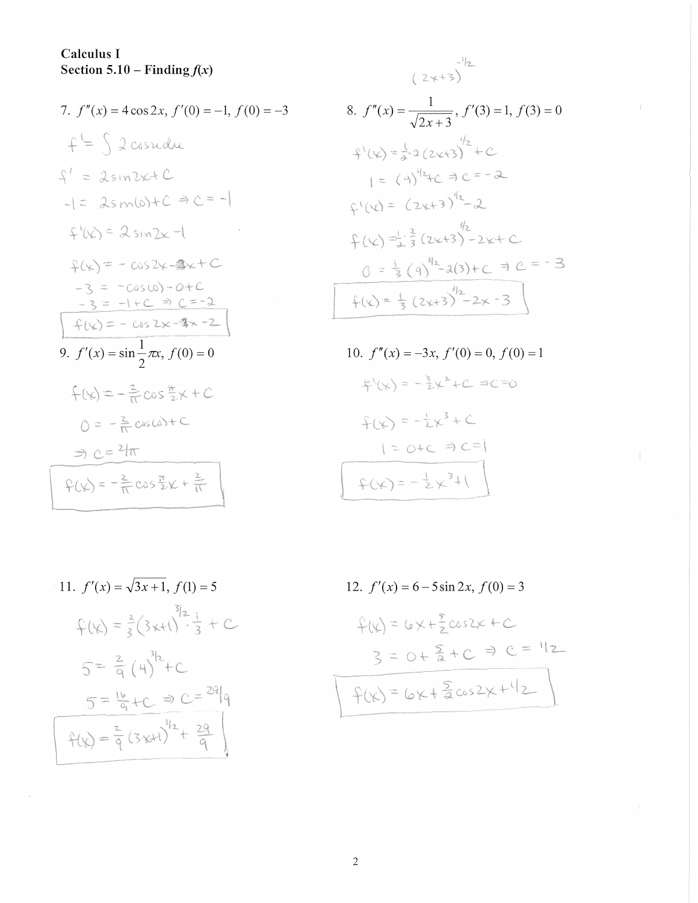**Calculus I**
**Section 5.10 – Finding $f(x)$**

7. $f''(x) = 4\cos 2x,\ f'(0) = -1,\ f(0) = -3$

$f' = \int 2\cos u\,du$

$f' = 2\sin 2x + C$

$-1 = 2\sin(0) + C \Rightarrow C = -1$

$f'(x) = 2\sin 2x - 1$

$f(x) = -\cos 2x - x + C$

$-3 = -\cos(0) - 0 + C$

$-3 = -1 + C \Rightarrow C = -2$

$$f(x) = -\cos 2x - x - 2$$

8. $f''(x) = \dfrac{1}{\sqrt{2x+3}},\ f'(3) = 1,\ f(3) = 0$

$(2x+3)^{-1/2}$

$f'(x) = \frac{1}{2}\cdot 2(2x+3)^{1/2} + C$

$1 = (4)^{1/2} + C \Rightarrow C = -2$

$f'(x) = (2x+3)^{1/2} - 2$

$f(x) = \frac{1}{2}\cdot\frac{2}{3}(2x+3)^{3/2} - 2x + C$

$0 = \frac{1}{3}(9)^{3/2} - 2(3) + C \Rightarrow C = -3$

$$f(x) = \frac{1}{3}(2x+3)^{3/2} - 2x - 3$$

9. $f'(x) = \sin\frac{1}{2}\pi x,\ f(0) = 0$

$f(x) = -\frac{2}{\pi}\cos\frac{\pi}{2}x + C$

$0 = -\frac{2}{\pi}\cos(0) + C$

$\Rightarrow C = 2/\pi$

$$f(x) = -\frac{2}{\pi}\cos\frac{\pi}{2}x + \frac{2}{\pi}$$

10. $f''(x) = -3x,\ f'(0) = 0,\ f(0) = 1$

$f'(x) = -\frac{3}{2}x^2 + C \Rightarrow C = 0$

$f(x) = -\frac{1}{2}x^3 + C$

$1 = 0 + C \Rightarrow C = 1$

$$f(x) = -\frac{1}{2}x^3 + 1$$

11. $f'(x) = \sqrt{3x+1},\ f(1) = 5$

$f(x) = \frac{2}{3}(3x+1)^{3/2}\cdot\frac{1}{3} + C$

$5 = \frac{2}{9}(4)^{3/2} + C$

$5 = \frac{16}{9} + C \Rightarrow C = 29/9$

$$f(x) = \frac{2}{9}(3x+1)^{3/2} + \frac{29}{9}$$

12. $f'(x) = 6 - 5\sin 2x,\ f(0) = 3$

$f(x) = 6x + \frac{5}{2}\cos 2x + C$

$3 = 0 + \frac{5}{2} + C \Rightarrow C = 1/2$

$$f(x) = 6x + \frac{5}{2}\cos 2x + 1/2$$